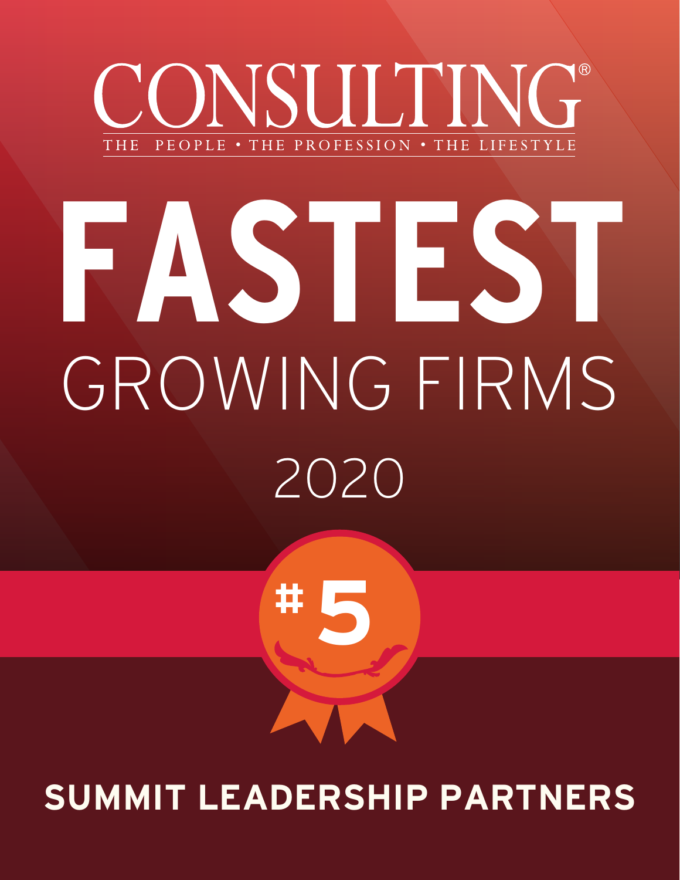# CONSULTING®

THE PEOPLE • THE PROFESSION • THE LIFESTYLE

# FASTEST

## GROWING FIRMS

## 2020

# #5

**SUMMIT LEADERSHIP PARTNERS**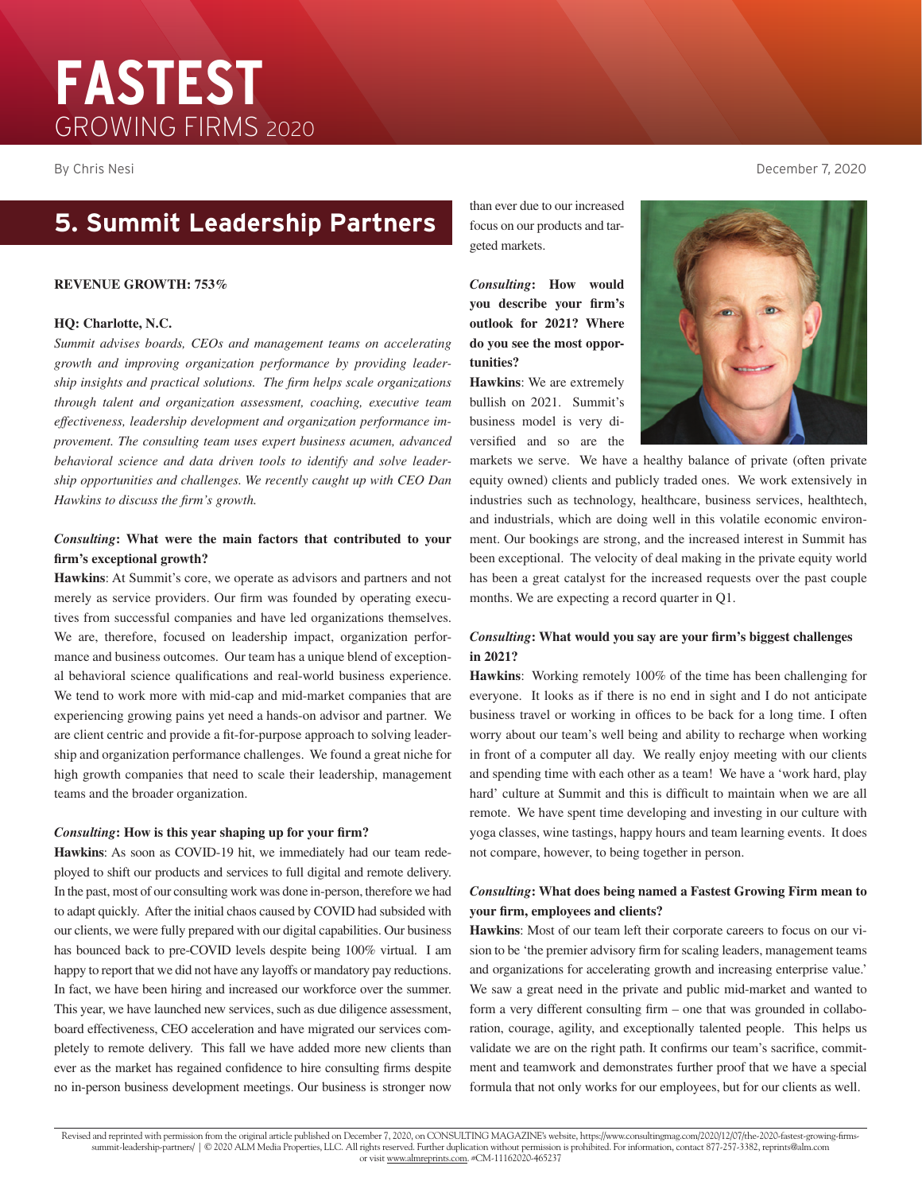# FASTEST
GROWING FIRMS 2020

By Chris Nesi

December 7, 2020

## 5. Summit Leadership Partners

**REVENUE GROWTH: 753%**

**HQ: Charlotte, N.C.**

*Summit advises boards, CEOs and management teams on accelerating growth and improving organization performance by providing leadership insights and practical solutions. The firm helps scale organizations through talent and organization assessment, coaching, executive team effectiveness, leadership development and organization performance improvement. The consulting team uses expert business acumen, advanced behavioral science and data driven tools to identify and solve leadership opportunities and challenges. We recently caught up with CEO Dan Hawkins to discuss the firm's growth.*

***Consulting*: What were the main factors that contributed to your firm's exceptional growth?**

**Hawkins**: At Summit's core, we operate as advisors and partners and not merely as service providers. Our firm was founded by operating executives from successful companies and have led organizations themselves. We are, therefore, focused on leadership impact, organization performance and business outcomes. Our team has a unique blend of exceptional behavioral science qualifications and real-world business experience. We tend to work more with mid-cap and mid-market companies that are experiencing growing pains yet need a hands-on advisor and partner. We are client centric and provide a fit-for-purpose approach to solving leadership and organization performance challenges. We found a great niche for high growth companies that need to scale their leadership, management teams and the broader organization.

***Consulting*: How is this year shaping up for your firm?**

**Hawkins**: As soon as COVID-19 hit, we immediately had our team redeployed to shift our products and services to full digital and remote delivery. In the past, most of our consulting work was done in-person, therefore we had to adapt quickly. After the initial chaos caused by COVID had subsided with our clients, we were fully prepared with our digital capabilities. Our business has bounced back to pre-COVID levels despite being 100% virtual. I am happy to report that we did not have any layoffs or mandatory pay reductions. In fact, we have been hiring and increased our workforce over the summer. This year, we have launched new services, such as due diligence assessment, board effectiveness, CEO acceleration and have migrated our services completely to remote delivery. This fall we have added more new clients than ever as the market has regained confidence to hire consulting firms despite no in-person business development meetings. Our business is stronger now than ever due to our increased focus on our products and targeted markets.

***Consulting*: How would you describe your firm's outlook for 2021? Where do you see the most opportunities?**

**Hawkins**: We are extremely bullish on 2021. Summit's business model is very diversified and so are the markets we serve. We have a healthy balance of private (often private equity owned) clients and publicly traded ones. We work extensively in industries such as technology, healthcare, business services, healthtech, and industrials, which are doing well in this volatile economic environment. Our bookings are strong, and the increased interest in Summit has been exceptional. The velocity of deal making in the private equity world has been a great catalyst for the increased requests over the past couple months. We are expecting a record quarter in Q1.

***Consulting*: What would you say are your firm's biggest challenges in 2021?**

**Hawkins**: Working remotely 100% of the time has been challenging for everyone. It looks as if there is no end in sight and I do not anticipate business travel or working in offices to be back for a long time. I often worry about our team's well being and ability to recharge when working in front of a computer all day. We really enjoy meeting with our clients and spending time with each other as a team! We have a 'work hard, play hard' culture at Summit and this is difficult to maintain when we are all remote. We have spent time developing and investing in our culture with yoga classes, wine tastings, happy hours and team learning events. It does not compare, however, to being together in person.

***Consulting*: What does being named a Fastest Growing Firm mean to your firm, employees and clients?**

**Hawkins**: Most of our team left their corporate careers to focus on our vision to be 'the premier advisory firm for scaling leaders, management teams and organizations for accelerating growth and increasing enterprise value.' We saw a great need in the private and public mid-market and wanted to form a very different consulting firm – one that was grounded in collaboration, courage, agility, and exceptionally talented people. This helps us validate we are on the right path. It confirms our team's sacrifice, commitment and teamwork and demonstrates further proof that we have a special formula that not only works for our employees, but for our clients as well.

Revised and reprinted with permission from the original article published on December 7, 2020, on CONSULTING MAGAZINE's website, https://www.consultingmag.com/2020/12/07/the-2020-fastest-growing-firms-summit-leadership-partners/ | © 2020 ALM Media Properties, LLC. All rights reserved. Further duplication without permission is prohibited. For information, contact 877-257-3382, reprints@alm.com or visit www.almreprints.com. #CM-11162020-465237